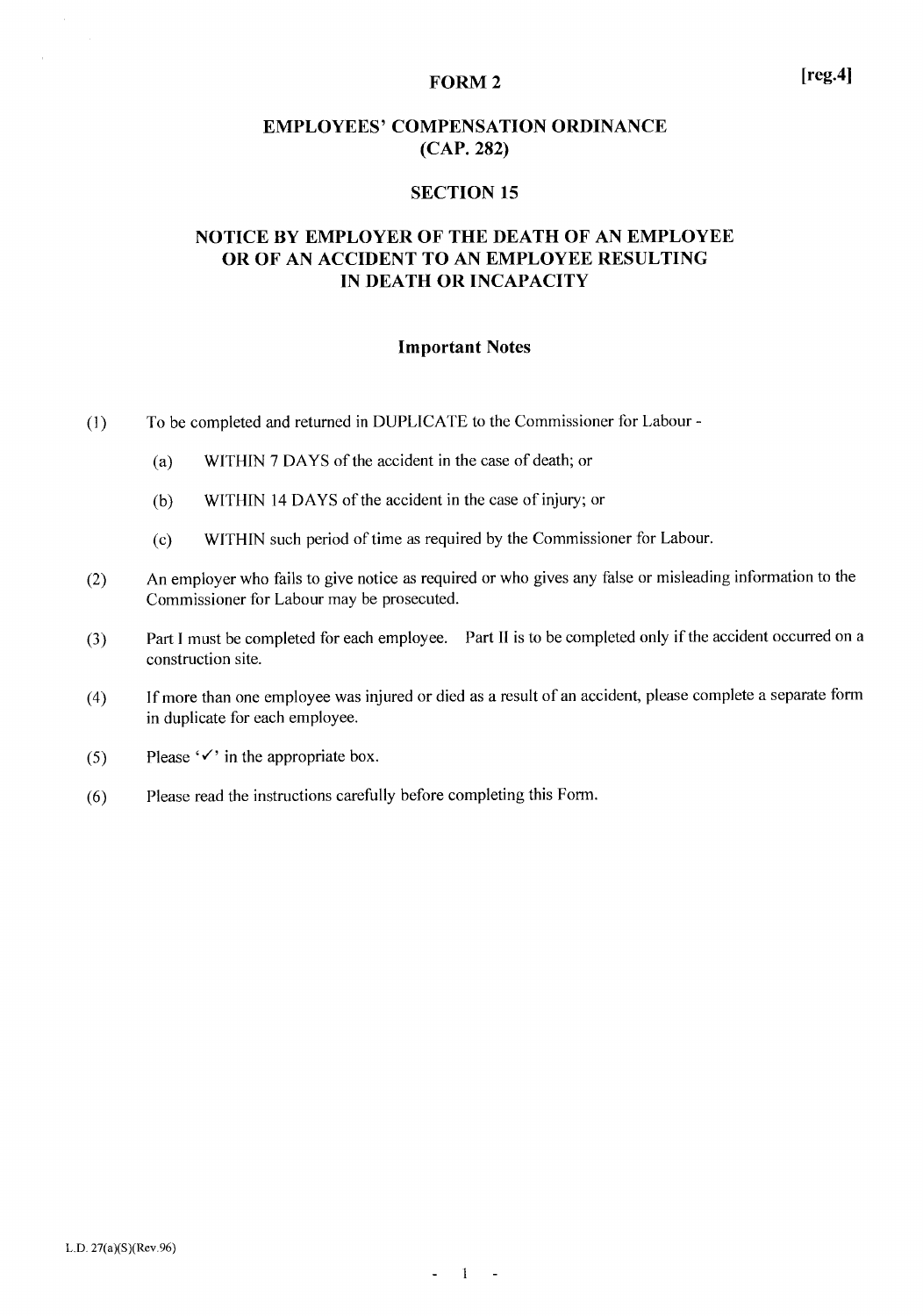**[reg.4]**

# FORM 2

## EMPLOYEES' COMPENSATION ORDINANCE (CAP. 282)

## SECTION 15

## NOTICE BY EMPLOYER OF THE DEATH OF AN EMPLOYEE OR OF AN ACCIDENT TO AN EMPLOYEE RESULTING IN DEATH OR INCAPACITY

### Important Notes

(1) To be completed and returned in DUPLICATE to the Commissioner for Labour -

  (a) WITHIN 7 DAYS of the accident in the case of death; or

  (b) WITHIN 14 DAYS of the accident in the case of injury; or

  (c) WITHIN such period of time as required by the Commissioner for Labour.

(2) An employer who fails to give notice as required or who gives any false or misleading information to the Commissioner for Labour may be prosecuted.

(3) Part I must be completed for each employee. Part II is to be completed only if the accident occurred on a construction site.

(4) If more than one employee was injured or died as a result of an accident, please complete a separate form in duplicate for each employee.

(5) Please '✓' in the appropriate box.

(6) Please read the instructions carefully before completing this Form.

L.D. 27(a)(S)(Rev.96)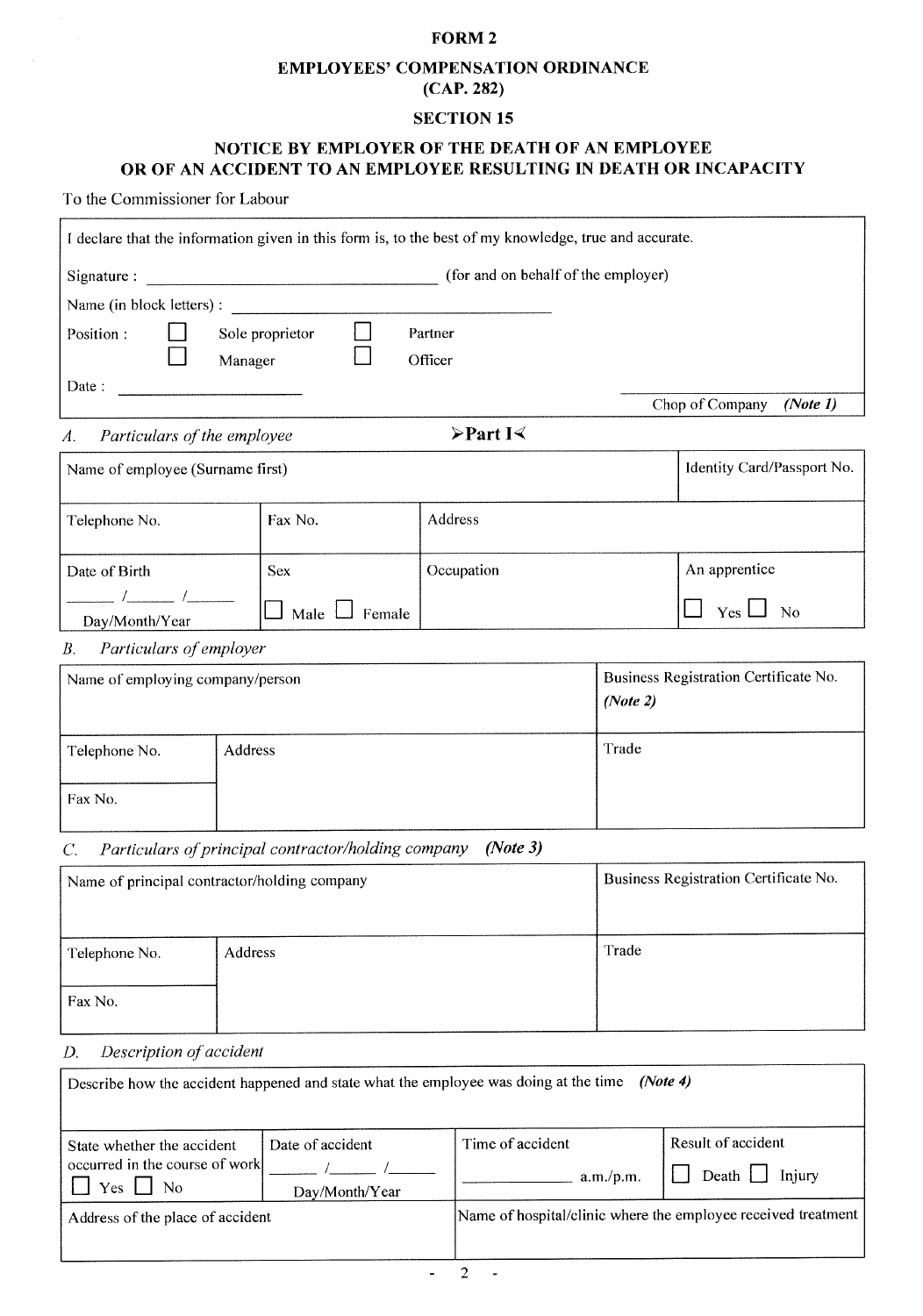# FORM 2

## EMPLOYEES' COMPENSATION ORDINANCE (CAP. 282)

## SECTION 15

## NOTICE BY EMPLOYER OF THE DEATH OF AN EMPLOYEE OR OF AN ACCIDENT TO AN EMPLOYEE RESULTING IN DEATH OR INCAPACITY

To the Commissioner for Labour

I declare that the information given in this form is, to the best of my knowledge, true and accurate.

Signature : ______________________ (for and on behalf of the employer)

Name (in block letters) : ______________________

Position : ☐ Sole proprietor ☐ Partner ☐ Manager ☐ Officer

Date : ______________________

______________________ Chop of Company *(Note 1)*

**➢Part I➣**

*A. Particulars of the employee*

| Name of employee (Surname first) | | | Identity Card/Passport No. |
|---|---|---|---|
| Telephone No. | Fax No. | Address | |
| Date of Birth<br>____/____/____<br>Day/Month/Year | Sex<br>☐ Male ☐ Female | Occupation | An apprentice<br>☐ Yes ☐ No |

*B. Particulars of employer*

| Name of employing company/person | | Business Registration Certificate No. *(Note 2)* |
|---|---|---|
| Telephone No. | Address | Trade |
| Fax No. | | |

*C. Particulars of principal contractor/holding company (Note 3)*

| Name of principal contractor/holding company | | Business Registration Certificate No. |
|---|---|---|
| Telephone No. | Address | Trade |
| Fax No. | | |

*D. Description of accident*

| Describe how the accident happened and state what the employee was doing at the time *(Note 4)* | | | |
|---|---|---|---|
| State whether the accident occurred in the course of work<br>☐ Yes ☐ No | Date of accident<br>____/____/____<br>Day/Month/Year | Time of accident<br>__________ a.m./p.m. | Result of accident<br>☐ Death ☐ Injury |
| Address of the place of accident | | Name of hospital/clinic where the employee received treatment | |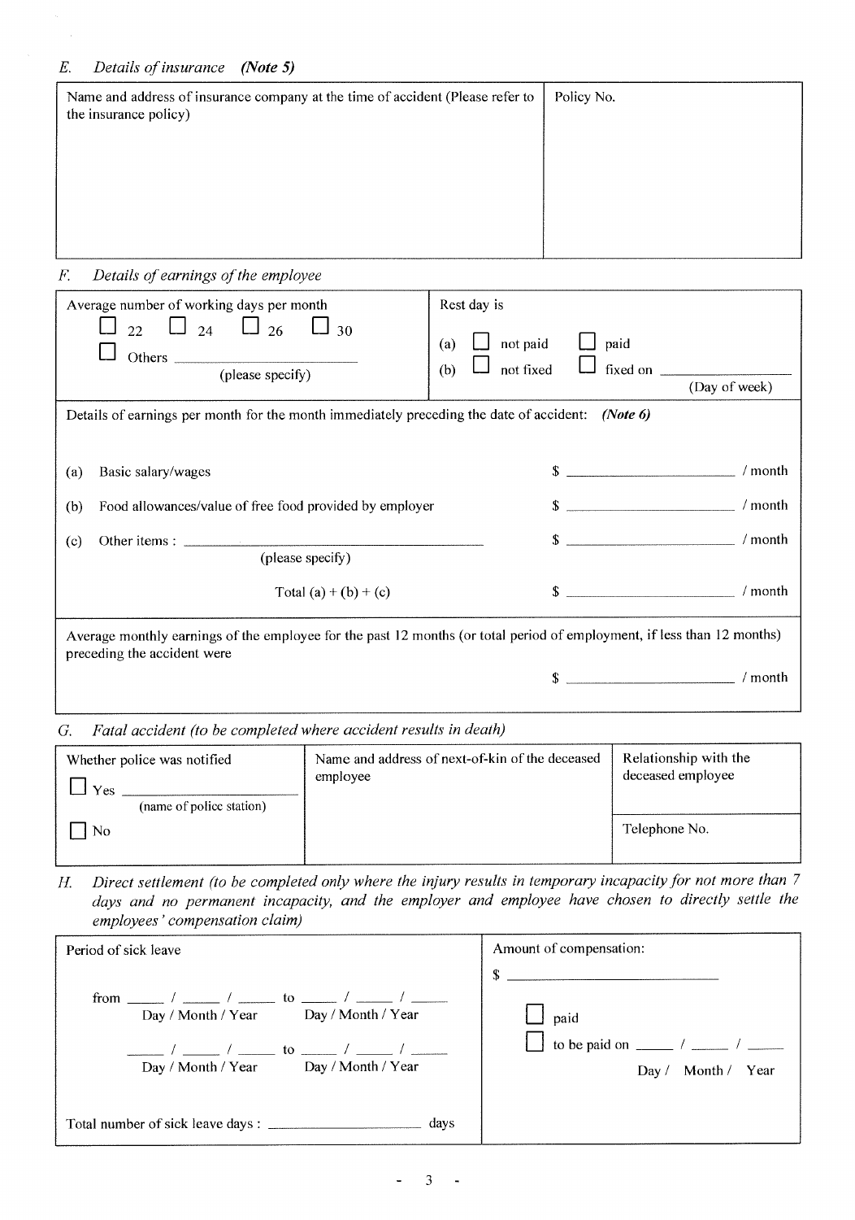### E. *Details of insurance* ***(Note 5)***

| Name and address of insurance company at the time of accident (Please refer to the insurance policy) | Policy No. |
|---|---|
| | |

### F. *Details of earnings of the employee*

| Average number of working days per month | Rest day is |
|---|---|
| ☐ 22 ☐ 24 ☐ 26 ☐ 30<br>☐ Others ____________ (please specify) | (a) ☐ not paid ☐ paid<br>(b) ☐ not fixed ☐ fixed on ____________ (Day of week) |

Details of earnings per month for the month immediately preceding the date of accident: ***(Note 6)***

(a) Basic salary/wages $ ____________ / month

(b) Food allowances/value of free food provided by employer $ ____________ / month

(c) Other items : ____________ (please specify) $ ____________ / month

Total (a) + (b) + (c) $ ____________ / month

Average monthly earnings of the employee for the past 12 months (or total period of employment, if less than 12 months) preceding the accident were

$ ____________ / month

### G. *Fatal accident (to be completed where accident results in death)*

| Whether police was notified | Name and address of next-of-kin of the deceased employee | Relationship with the deceased employee |
|---|---|---|
| ☐ Yes ____________ (name of police station) | | |
| ☐ No | | Telephone No. |

### H. *Direct settlement (to be completed only where the injury results in temporary incapacity for not more than 7 days and no permanent incapacity, and the employer and employee have chosen to directly settle the employees' compensation claim)*

| Period of sick leave | Amount of compensation: |
|---|---|
| from ____ / ____ / ____ to ____ / ____ / ____<br>Day / Month / Year &nbsp;&nbsp; Day / Month / Year<br>____ / ____ / ____ to ____ / ____ / ____<br>Day / Month / Year &nbsp;&nbsp; Day / Month / Year | $ ____________<br>☐ paid<br>☐ to be paid on ____ / ____ / ____<br>Day / Month / Year |
| Total number of sick leave days : ____________ days | |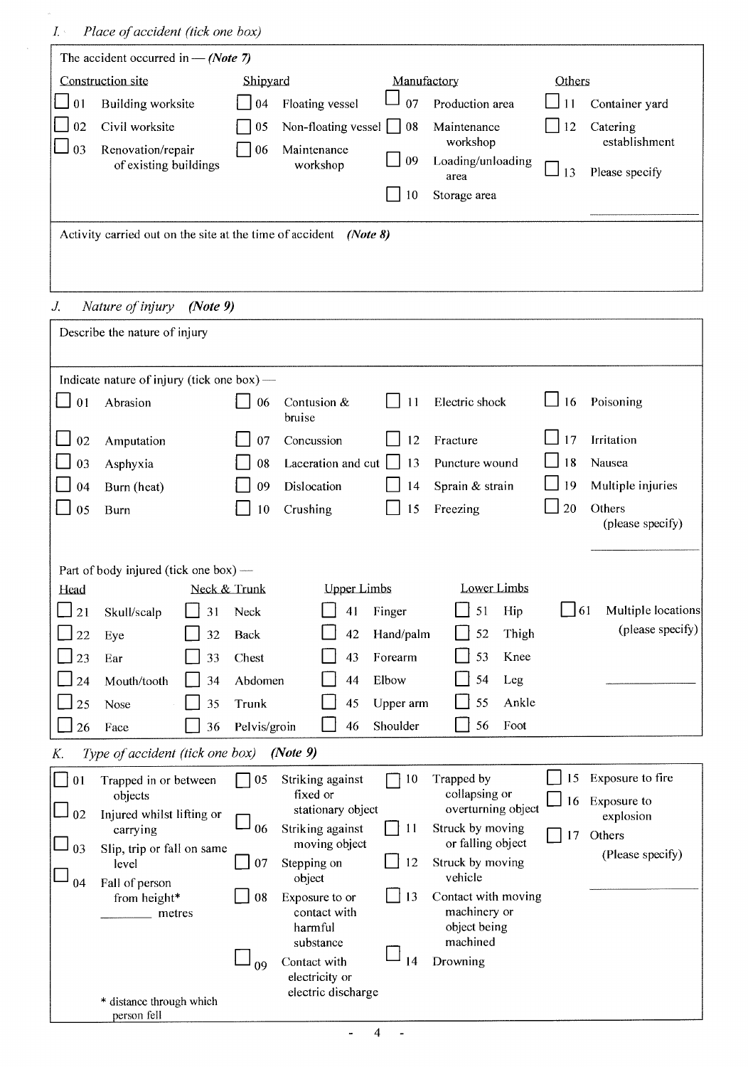## I. *Place of accident (tick one box)*

The accident occurred in — ***(Note 7)***

| Construction site | | Shipyard | | Manufactory | | Others | |
|---|---|---|---|---|---|---|---|
| ☐ 01 | Building worksite | ☐ 04 | Floating vessel | ☐ 07 | Production area | ☐ 11 | Container yard |
| ☐ 02 | Civil worksite | ☐ 05 | Non-floating vessel | ☐ 08 | Maintenance workshop | ☐ 12 | Catering establishment |
| ☐ 03 | Renovation/repair of existing buildings | ☐ 06 | Maintenance workshop | ☐ 09 | Loading/unloading area | ☐ 13 | Please specify ________ |
| | | | | ☐ 10 | Storage area | | |

Activity carried out on the site at the time of accident ***(Note 8)***

## J. *Nature of injury* ***(Note 9)***

Describe the nature of injury

Indicate nature of injury (tick one box) —

| | | | | | | | |
|---|---|---|---|---|---|---|---|
| ☐ 01 | Abrasion | ☐ 06 | Contusion & bruise | ☐ 11 | Electric shock | ☐ 16 | Poisoning |
| ☐ 02 | Amputation | ☐ 07 | Concussion | ☐ 12 | Fracture | ☐ 17 | Irritation |
| ☐ 03 | Asphyxia | ☐ 08 | Laceration and cut | ☐ 13 | Puncture wound | ☐ 18 | Nausea |
| ☐ 04 | Burn (heat) | ☐ 09 | Dislocation | ☐ 14 | Sprain & strain | ☐ 19 | Multiple injuries |
| ☐ 05 | Burn | ☐ 10 | Crushing | ☐ 15 | Freezing | ☐ 20 | Others (please specify) ________ |

Part of body injured (tick one box) —

| Head | | Neck & Trunk | | Upper Limbs | | Lower Limbs | | | |
|---|---|---|---|---|---|---|---|---|---|
| ☐ 21 | Skull/scalp | ☐ 31 | Neck | ☐ 41 | Finger | ☐ 51 | Hip | ☐ 61 | Multiple locations (please specify) ________ |
| ☐ 22 | Eye | ☐ 32 | Back | ☐ 42 | Hand/palm | ☐ 52 | Thigh | | |
| ☐ 23 | Ear | ☐ 33 | Chest | ☐ 43 | Forearm | ☐ 53 | Knee | | |
| ☐ 24 | Mouth/tooth | ☐ 34 | Abdomen | ☐ 44 | Elbow | ☐ 54 | Leg | | |
| ☐ 25 | Nose | ☐ 35 | Trunk | ☐ 45 | Upper arm | ☐ 55 | Ankle | | |
| ☐ 26 | Face | ☐ 36 | Pelvis/groin | ☐ 46 | Shoulder | ☐ 56 | Foot | | |

## K. *Type of accident (tick one box)* ***(Note 9)***

| | | | | | | | |
|---|---|---|---|---|---|---|---|
| ☐ 01 | Trapped in or between objects | ☐ 05 | Striking against fixed or stationary object | ☐ 10 | Trapped by collapsing or overturning object | ☐ 15 | Exposure to fire |
| ☐ 02 | Injured whilst lifting or carrying | ☐ 06 | Striking against moving object | ☐ 11 | Struck by moving or falling object | ☐ 16 | Exposure to explosion |
| ☐ 03 | Slip, trip or fall on same level | ☐ 07 | Stepping on object | ☐ 12 | Struck by moving vehicle | ☐ 17 | Others (Please specify) ________ |
| ☐ 04 | Fall of person from height* ________ metres | ☐ 08 | Exposure to or contact with harmful substance | ☐ 13 | Contact with moving machinery or object being machined | | |
| | | ☐ 09 | Contact with electricity or electric discharge | ☐ 14 | Drowning | | |

\* distance through which person fell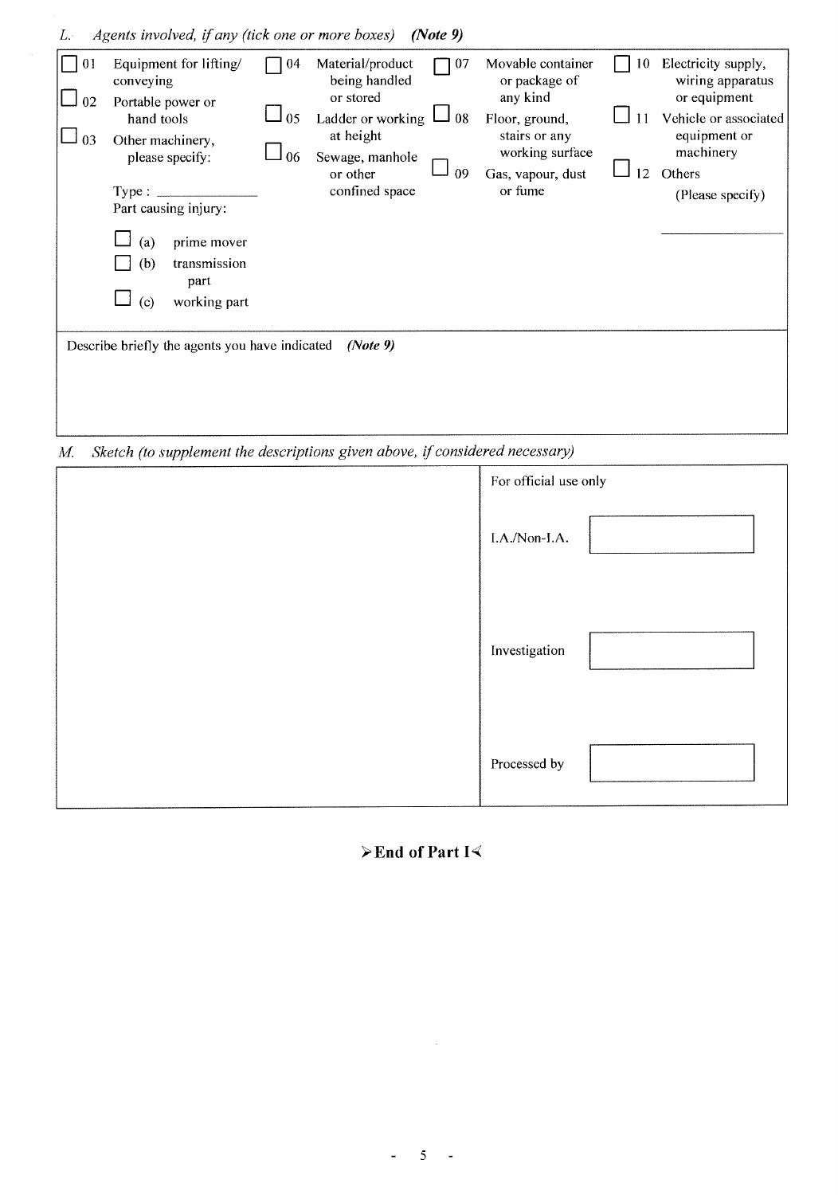*L. Agents involved, if any (tick one or more boxes)* ***(Note 9)***

| | | | |
|---|---|---|---|
| ☐ 01 Equipment for lifting/ conveying | ☐ 04 Material/product being handled or stored | ☐ 07 Movable container or package of any kind | ☐ 10 Electricity supply, wiring apparatus or equipment |
| ☐ 02 Portable power or hand tools | ☐ 05 Ladder or working at height | ☐ 08 Floor, ground, stairs or any working surface | ☐ 11 Vehicle or associated equipment or machinery |
| ☐ 03 Other machinery, please specify: Type : \_\_\_\_\_\_\_\_\_\_ Part causing injury: ☐ (a) prime mover ☐ (b) transmission part ☐ (c) working part | ☐ 06 Sewage, manhole or other confined space | ☐ 09 Gas, vapour, dust or fume | ☐ 12 Others (Please specify) \_\_\_\_\_\_\_\_\_\_ |

Describe briefly the agents you have indicated ***(Note 9)***

*M. Sketch (to supplement the descriptions given above, if considered necessary)*

| | For official use only |
|---|---|
| | I.A./Non-I.A. ☐ |
| | Investigation ☐ |
| | Processed by ☐ |

**➢End of Part I⋞**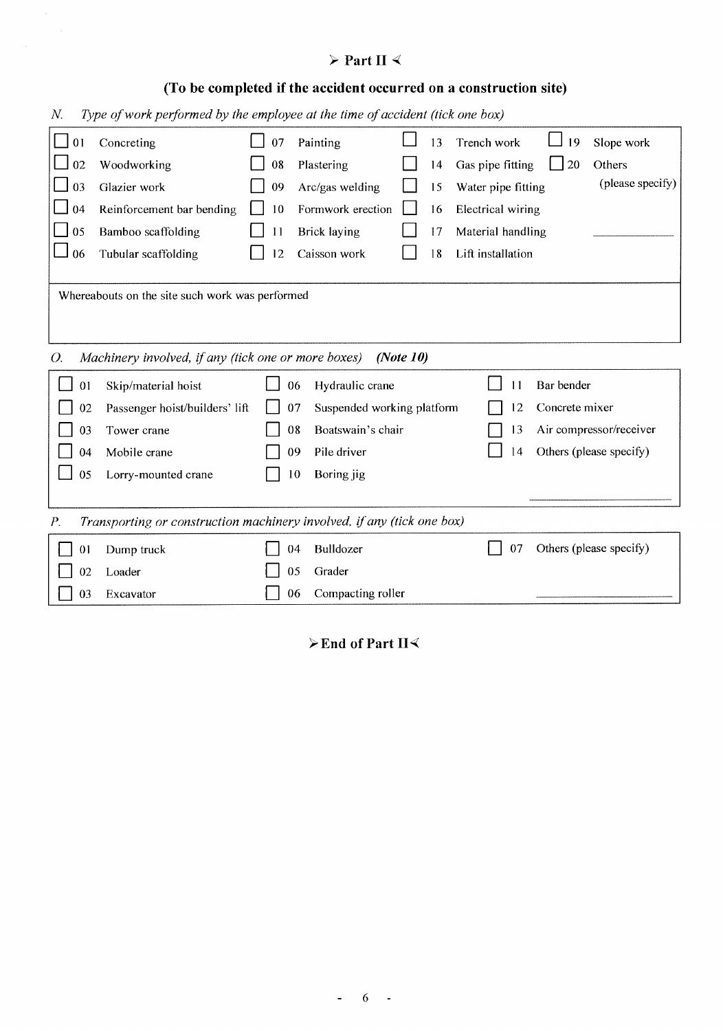## ➢ Part II ➢

### (To be completed if the accident occurred on a construction site)

*N. Type of work performed by the employee at the time of accident (tick one box)*

| | | | |
|---|---|---|---|
| ☐ 01 Concreting | ☐ 07 Painting | ☐ 13 Trench work | ☐ 19 Slope work |
| ☐ 02 Woodworking | ☐ 08 Plastering | ☐ 14 Gas pipe fitting | ☐ 20 Others (please specify) |
| ☐ 03 Glazier work | ☐ 09 Arc/gas welding | ☐ 15 Water pipe fitting | |
| ☐ 04 Reinforcement bar bending | ☐ 10 Formwork erection | ☐ 16 Electrical wiring | ____________ |
| ☐ 05 Bamboo scaffolding | ☐ 11 Brick laying | ☐ 17 Material handling | |
| ☐ 06 Tubular scaffolding | ☐ 12 Caisson work | ☐ 18 Lift installation | |

Whereabouts on the site such work was performed

*O. Machinery involved, if any (tick one or more boxes)* ***(Note 10)***

| | | |
|---|---|---|
| ☐ 01 Skip/material hoist | ☐ 06 Hydraulic crane | ☐ 11 Bar bender |
| ☐ 02 Passenger hoist/builders' lift | ☐ 07 Suspended working platform | ☐ 12 Concrete mixer |
| ☐ 03 Tower crane | ☐ 08 Boatswain's chair | ☐ 13 Air compressor/receiver |
| ☐ 04 Mobile crane | ☐ 09 Pile driver | ☐ 14 Others (please specify) |
| ☐ 05 Lorry-mounted crane | ☐ 10 Boring jig | ____________ |

*P. Transporting or construction machinery involved, if any (tick one box)*

| | | |
|---|---|---|
| ☐ 01 Dump truck | ☐ 04 Bulldozer | ☐ 07 Others (please specify) |
| ☐ 02 Loader | ☐ 05 Grader | |
| ☐ 03 Excavator | ☐ 06 Compacting roller | ____________ |

**➢End of Part II➢**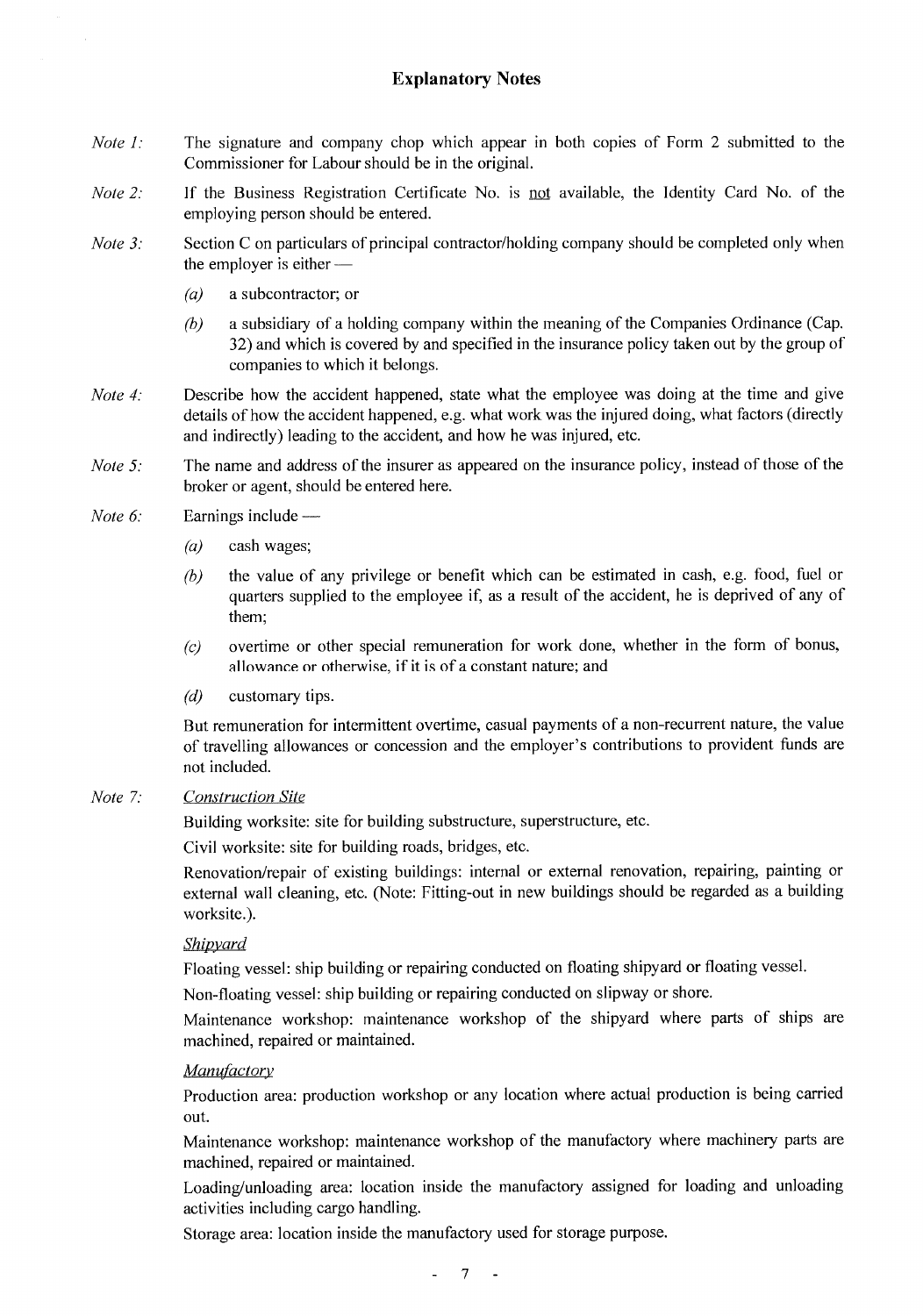# Explanatory Notes

*Note 1:* The signature and company chop which appear in both copies of Form 2 submitted to the Commissioner for Labour should be in the original.

*Note 2:* If the Business Registration Certificate No. is not available, the Identity Card No. of the employing person should be entered.

*Note 3:* Section C on particulars of principal contractor/holding company should be completed only when the employer is either —

*(a)* a subcontractor; or

*(b)* a subsidiary of a holding company within the meaning of the Companies Ordinance (Cap. 32) and which is covered by and specified in the insurance policy taken out by the group of companies to which it belongs.

*Note 4:* Describe how the accident happened, state what the employee was doing at the time and give details of how the accident happened, e.g. what work was the injured doing, what factors (directly and indirectly) leading to the accident, and how he was injured, etc.

*Note 5:* The name and address of the insurer as appeared on the insurance policy, instead of those of the broker or agent, should be entered here.

*Note 6:* Earnings include —

*(a)* cash wages;

*(b)* the value of any privilege or benefit which can be estimated in cash, e.g. food, fuel or quarters supplied to the employee if, as a result of the accident, he is deprived of any of them;

*(c)* overtime or other special remuneration for work done, whether in the form of bonus, allowance or otherwise, if it is of a constant nature; and

*(d)* customary tips.

But remuneration for intermittent overtime, casual payments of a non-recurrent nature, the value of travelling allowances or concession and the employer's contributions to provident funds are not included.

*Note 7:* *Construction Site*

Building worksite: site for building substructure, superstructure, etc.

Civil worksite: site for building roads, bridges, etc.

Renovation/repair of existing buildings: internal or external renovation, repairing, painting or external wall cleaning, etc. (Note: Fitting-out in new buildings should be regarded as a building worksite.).

*Shipyard*

Floating vessel: ship building or repairing conducted on floating shipyard or floating vessel.

Non-floating vessel: ship building or repairing conducted on slipway or shore.

Maintenance workshop: maintenance workshop of the shipyard where parts of ships are machined, repaired or maintained.

*Manufactory*

Production area: production workshop or any location where actual production is being carried out.

Maintenance workshop: maintenance workshop of the manufactory where machinery parts are machined, repaired or maintained.

Loading/unloading area: location inside the manufactory assigned for loading and unloading activities including cargo handling.

Storage area: location inside the manufactory used for storage purpose.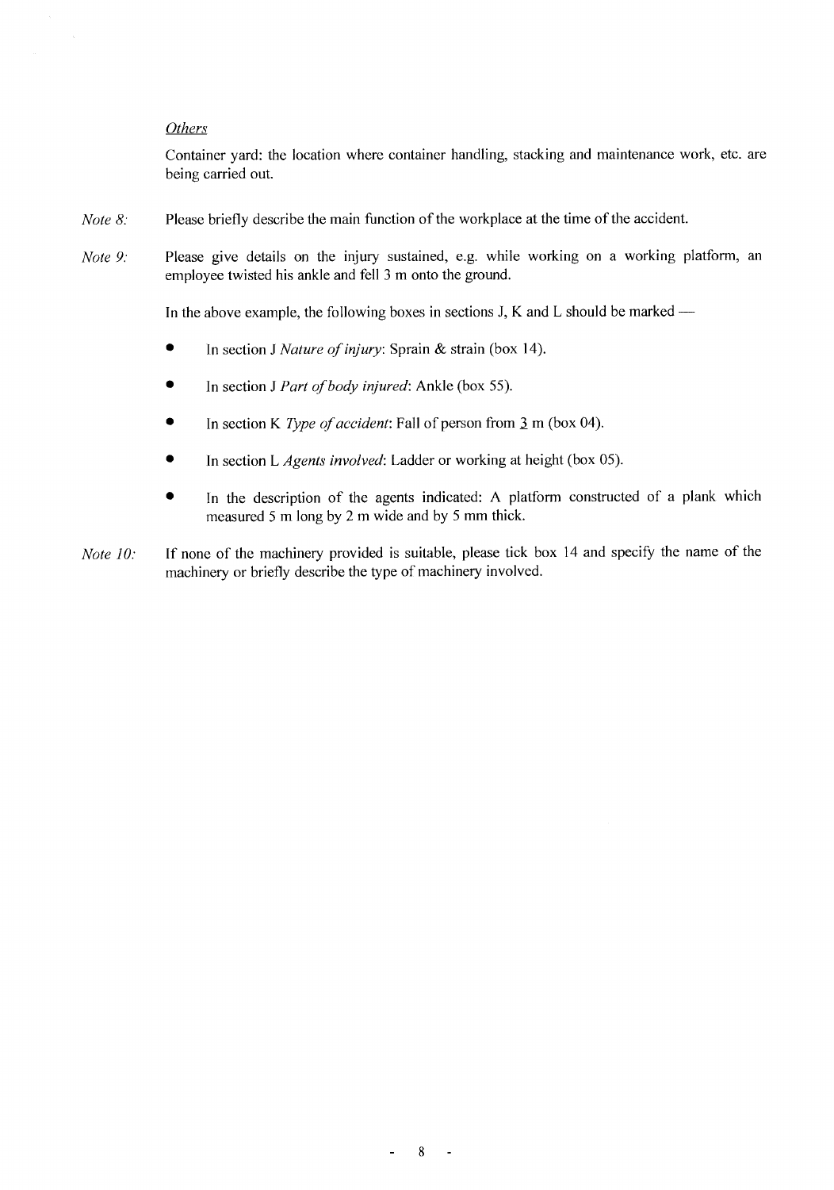*Others*

Container yard: the location where container handling, stacking and maintenance work, etc. are being carried out.

*Note 8:* Please briefly describe the main function of the workplace at the time of the accident.

*Note 9:* Please give details on the injury sustained, e.g. while working on a working platform, an employee twisted his ankle and fell 3 m onto the ground.

In the above example, the following boxes in sections J, K and L should be marked —

- In section J *Nature of injury*: Sprain & strain (box 14).
- In section J *Part of body injured*: Ankle (box 55).
- In section K *Type of accident*: Fall of person from 3 m (box 04).
- In section L *Agents involved*: Ladder or working at height (box 05).
- In the description of the agents indicated: A platform constructed of a plank which measured 5 m long by 2 m wide and by 5 mm thick.

*Note 10:* If none of the machinery provided is suitable, please tick box 14 and specify the name of the machinery or briefly describe the type of machinery involved.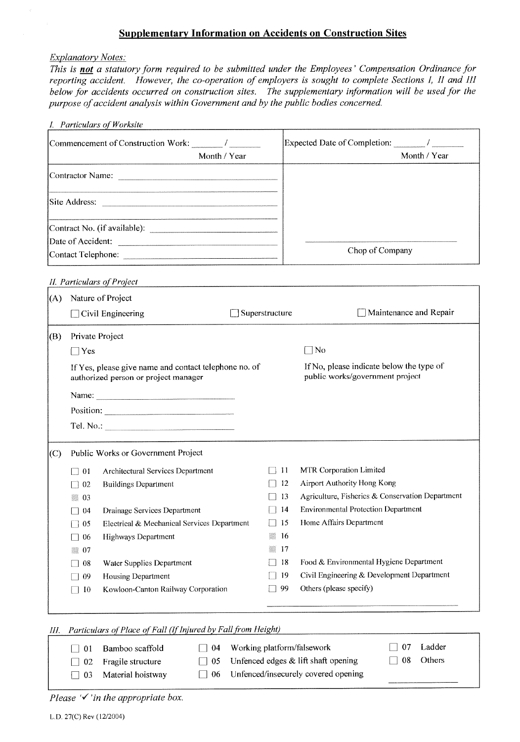## Supplementary Information on Accidents on Construction Sites

*Explanatory Notes:*

*This is **not** a statutory form required to be submitted under the Employees' Compensation Ordinance for reporting accident. However, the co-operation of employers is sought to complete Sections I, II and III below for accidents occurred on construction sites. The supplementary information will be used for the purpose of accident analysis within Government and by the public bodies concerned.*

*I. Particulars of Worksite*

| | |
|---|---|
| Commencement of Construction Work: _______ / _______ Month / Year | Expected Date of Completion: _______ / _______ Month / Year |
| Contractor Name: _______________ | |
| Site Address: _______________ | |
| Contract No. (if available): _______________ | |
| Date of Accident: _______________ | |
| Contact Telephone: _______________ | Chop of Company |

*II. Particulars of Project*

(A) Nature of Project

☐ Civil Engineering ☐ Superstructure ☐ Maintenance and Repair

(B) Private Project

☐ Yes

If Yes, please give name and contact telephone no. of authorized person or project manager

Name: _______________

Position: _______________

Tel. No.: _______________

☐ No

If No, please indicate below the type of public works/government project

(C) Public Works or Government Project

| | | | |
|---|---|---|---|
| ☐ 01 | Architectural Services Department | ☐ 11 | MTR Corporation Limited |
| ☐ 02 | Buildings Department | ☐ 12 | Airport Authority Hong Kong |
| 03 | | ☐ 13 | Agriculture, Fisheries & Conservation Department |
| ☐ 04 | Drainage Services Department | ☐ 14 | Environmental Protection Department |
| ☐ 05 | Electrical & Mechanical Services Department | ☐ 15 | Home Affairs Department |
| ☐ 06 | Highways Department | 16 | |
| 07 | | 17 | |
| ☐ 08 | Water Supplies Department | ☐ 18 | Food & Environmental Hygiene Department |
| ☐ 09 | Housing Department | ☐ 19 | Civil Engineering & Development Department |
| ☐ 10 | Kowloon-Canton Railway Corporation | ☐ 99 | Others (please specify) _______________ |

*III. Particulars of Place of Fall (If Injured by Fall from Height)*

| | | |
|---|---|---|
| ☐ 01 Bamboo scaffold | ☐ 04 Working platform/falsework | ☐ 07 Ladder |
| ☐ 02 Fragile structure | ☐ 05 Unfenced edges & lift shaft opening | ☐ 08 Others _______________ |
| ☐ 03 Material hoistway | ☐ 06 Unfenced/insecurely covered opening | |

*Please '✓' in the appropriate box.*

L.D. 27(C) Rev (12/2004)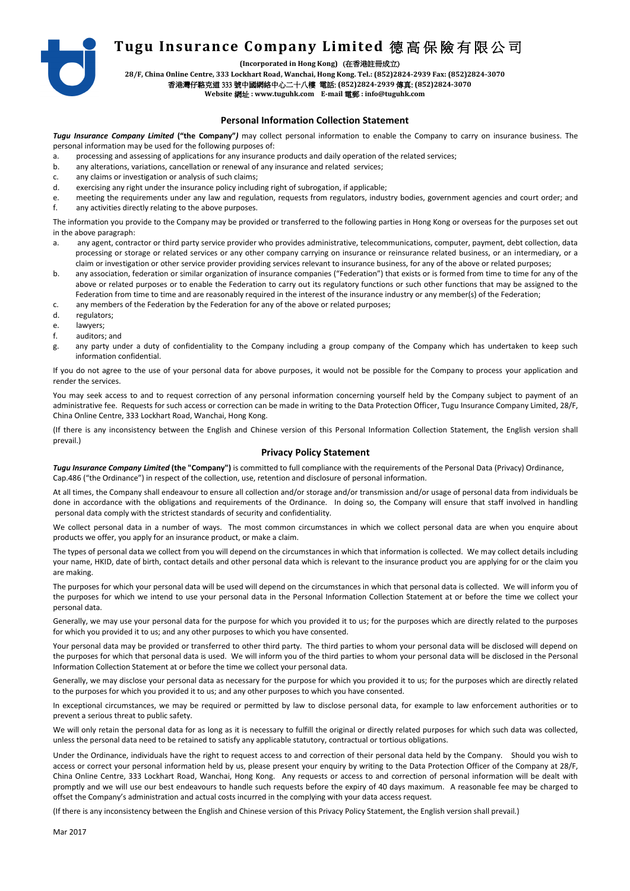# Tugu Insurance Company Limited 德高保險有限公司

**(Incorporated in Hong Kong)** (在香港註冊成立)

**28/F, China Online Centre, 333 Lockhart Road, Wanchai, Hong Kong. Tel.: (852)2824-2939 Fax: (852)2824-3070**

香港灣仔駱克道 333 號中國網絡中心二十八樓 電話: **(852)2824-2939** 傳真: **(852)2824-3070**

**Website** 網址 **: www.tuguhk.com E-mail** 電郵 **: info@tuguhk.com**

## Personal Information Collection Statement

***Tugu Insurance Company Limited*** **("the Company")** may collect personal information to enable the Company to carry on insurance business. The personal information may be used for the following purposes of:

a. processing and assessing of applications for any insurance products and daily operation of the related services;
b. any alterations, variations, cancellation or renewal of any insurance and related services;
c. any claims or investigation or analysis of such claims;
d. exercising any right under the insurance policy including right of subrogation, if applicable;
e. meeting the requirements under any law and regulation, requests from regulators, industry bodies, government agencies and court order; and
f. any activities directly relating to the above purposes.

The information you provide to the Company may be provided or transferred to the following parties in Hong Kong or overseas for the purposes set out in the above paragraph:

a. any agent, contractor or third party service provider who provides administrative, telecommunications, computer, payment, debt collection, data processing or storage or related services or any other company carrying on insurance or reinsurance related business, or an intermediary, or a claim or investigation or other service provider providing services relevant to insurance business, for any of the above or related purposes;
b. any association, federation or similar organization of insurance companies ("Federation") that exists or is formed from time to time for any of the above or related purposes or to enable the Federation to carry out its regulatory functions or such other functions that may be assigned to the Federation from time to time and are reasonably required in the interest of the insurance industry or any member(s) of the Federation;
c. any members of the Federation by the Federation for any of the above or related purposes;
d. regulators;
e. lawyers;
f. auditors; and
g. any party under a duty of confidentiality to the Company including a group company of the Company which has undertaken to keep such information confidential.

If you do not agree to the use of your personal data for above purposes, it would not be possible for the Company to process your application and render the services.

You may seek access to and to request correction of any personal information concerning yourself held by the Company subject to payment of an administrative fee. Requests for such access or correction can be made in writing to the Data Protection Officer, Tugu Insurance Company Limited, 28/F, China Online Centre, 333 Lockhart Road, Wanchai, Hong Kong.

(If there is any inconsistency between the English and Chinese version of this Personal Information Collection Statement, the English version shall prevail.)

## Privacy Policy Statement

***Tugu Insurance Company Limited*** **(the "Company")** is committed to full compliance with the requirements of the Personal Data (Privacy) Ordinance, Cap.486 ("the Ordinance") in respect of the collection, use, retention and disclosure of personal information.

At all times, the Company shall endeavour to ensure all collection and/or storage and/or transmission and/or usage of personal data from individuals be done in accordance with the obligations and requirements of the Ordinance. In doing so, the Company will ensure that staff involved in handling personal data comply with the strictest standards of security and confidentiality.

We collect personal data in a number of ways. The most common circumstances in which we collect personal data are when you enquire about products we offer, you apply for an insurance product, or make a claim.

The types of personal data we collect from you will depend on the circumstances in which that information is collected. We may collect details including your name, HKID, date of birth, contact details and other personal data which is relevant to the insurance product you are applying for or the claim you are making.

The purposes for which your personal data will be used will depend on the circumstances in which that personal data is collected. We will inform you of the purposes for which we intend to use your personal data in the Personal Information Collection Statement at or before the time we collect your personal data.

Generally, we may use your personal data for the purpose for which you provided it to us; for the purposes which are directly related to the purposes for which you provided it to us; and any other purposes to which you have consented.

Your personal data may be provided or transferred to other third party. The third parties to whom your personal data will be disclosed will depend on the purposes for which that personal data is used. We will inform you of the third parties to whom your personal data will be disclosed in the Personal Information Collection Statement at or before the time we collect your personal data.

Generally, we may disclose your personal data as necessary for the purpose for which you provided it to us; for the purposes which are directly related to the purposes for which you provided it to us; and any other purposes to which you have consented.

In exceptional circumstances, we may be required or permitted by law to disclose personal data, for example to law enforcement authorities or to prevent a serious threat to public safety.

We will only retain the personal data for as long as it is necessary to fulfill the original or directly related purposes for which such data was collected, unless the personal data need to be retained to satisfy any applicable statutory, contractual or tortious obligations.

Under the Ordinance, individuals have the right to request access to and correction of their personal data held by the Company. Should you wish to access or correct your personal information held by us, please present your enquiry by writing to the Data Protection Officer of the Company at 28/F, China Online Centre, 333 Lockhart Road, Wanchai, Hong Kong. Any requests or access to and correction of personal information will be dealt with promptly and we will use our best endeavours to handle such requests before the expiry of 40 days maximum. A reasonable fee may be charged to offset the Company's administration and actual costs incurred in the complying with your data access request.

(If there is any inconsistency between the English and Chinese version of this Privacy Policy Statement, the English version shall prevail.)

Mar 2017